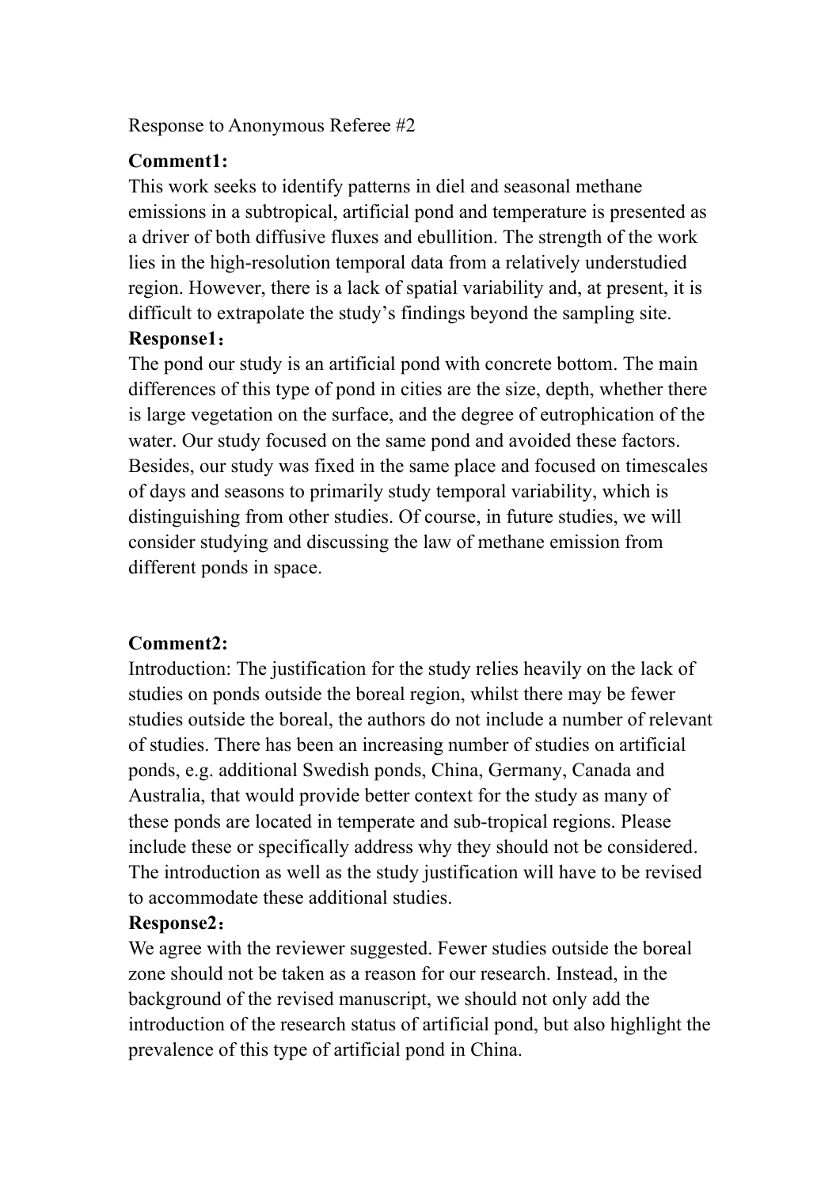Response to Anonymous Referee #2

**Comment1:**

This work seeks to identify patterns in diel and seasonal methane emissions in a subtropical, artificial pond and temperature is presented as a driver of both diffusive fluxes and ebullition. The strength of the work lies in the high-resolution temporal data from a relatively understudied region. However, there is a lack of spatial variability and, at present, it is difficult to extrapolate the study's findings beyond the sampling site.

**Response1：**

The pond our study is an artificial pond with concrete bottom. The main differences of this type of pond in cities are the size, depth, whether there is large vegetation on the surface, and the degree of eutrophication of the water. Our study focused on the same pond and avoided these factors. Besides, our study was fixed in the same place and focused on timescales of days and seasons to primarily study temporal variability, which is distinguishing from other studies. Of course, in future studies, we will consider studying and discussing the law of methane emission from different ponds in space.

**Comment2:**

Introduction: The justification for the study relies heavily on the lack of studies on ponds outside the boreal region, whilst there may be fewer studies outside the boreal, the authors do not include a number of relevant of studies. There has been an increasing number of studies on artificial ponds, e.g. additional Swedish ponds, China, Germany, Canada and Australia, that would provide better context for the study as many of these ponds are located in temperate and sub-tropical regions. Please include these or specifically address why they should not be considered. The introduction as well as the study justification will have to be revised to accommodate these additional studies.

**Response2：**

We agree with the reviewer suggested. Fewer studies outside the boreal zone should not be taken as a reason for our research. Instead, in the background of the revised manuscript, we should not only add the introduction of the research status of artificial pond, but also highlight the prevalence of this type of artificial pond in China.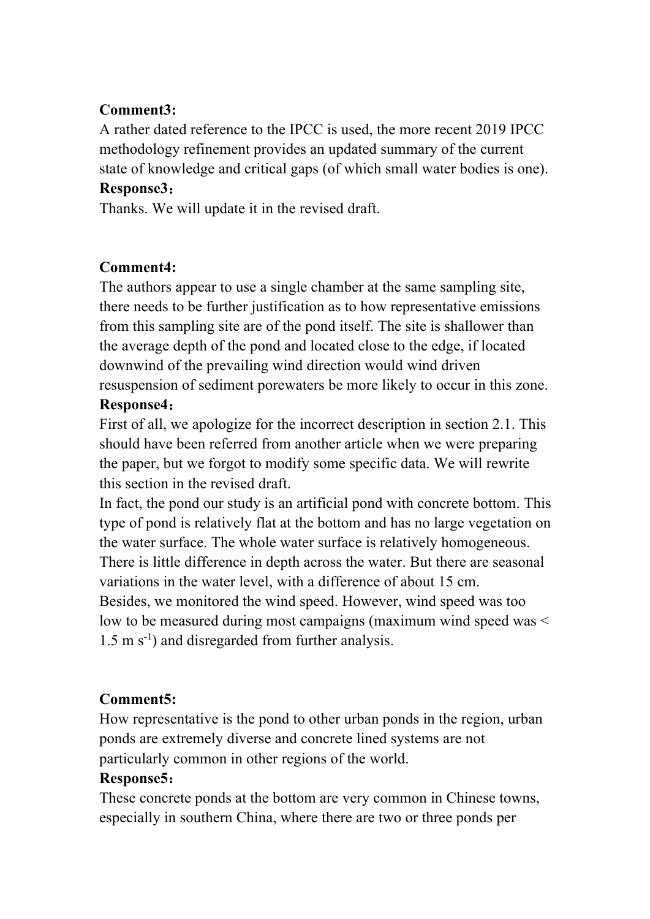**Comment3:**

A rather dated reference to the IPCC is used, the more recent 2019 IPCC methodology refinement provides an updated summary of the current state of knowledge and critical gaps (of which small water bodies is one).

**Response3：**

Thanks. We will update it in the revised draft.

**Comment4:**

The authors appear to use a single chamber at the same sampling site, there needs to be further justification as to how representative emissions from this sampling site are of the pond itself. The site is shallower than the average depth of the pond and located close to the edge, if located downwind of the prevailing wind direction would wind driven resuspension of sediment porewaters be more likely to occur in this zone.

**Response4：**

First of all, we apologize for the incorrect description in section 2.1. This should have been referred from another article when we were preparing the paper, but we forgot to modify some specific data. We will rewrite this section in the revised draft.

In fact, the pond our study is an artificial pond with concrete bottom. This type of pond is relatively flat at the bottom and has no large vegetation on the water surface. The whole water surface is relatively homogeneous. There is little difference in depth across the water. But there are seasonal variations in the water level, with a difference of about 15 cm.

Besides, we monitored the wind speed. However, wind speed was too low to be measured during most campaigns (maximum wind speed was < 1.5 m $s^{-1}$) and disregarded from further analysis.

**Comment5:**

How representative is the pond to other urban ponds in the region, urban ponds are extremely diverse and concrete lined systems are not particularly common in other regions of the world.

**Response5：**

These concrete ponds at the bottom are very common in Chinese towns, especially in southern China, where there are two or three ponds per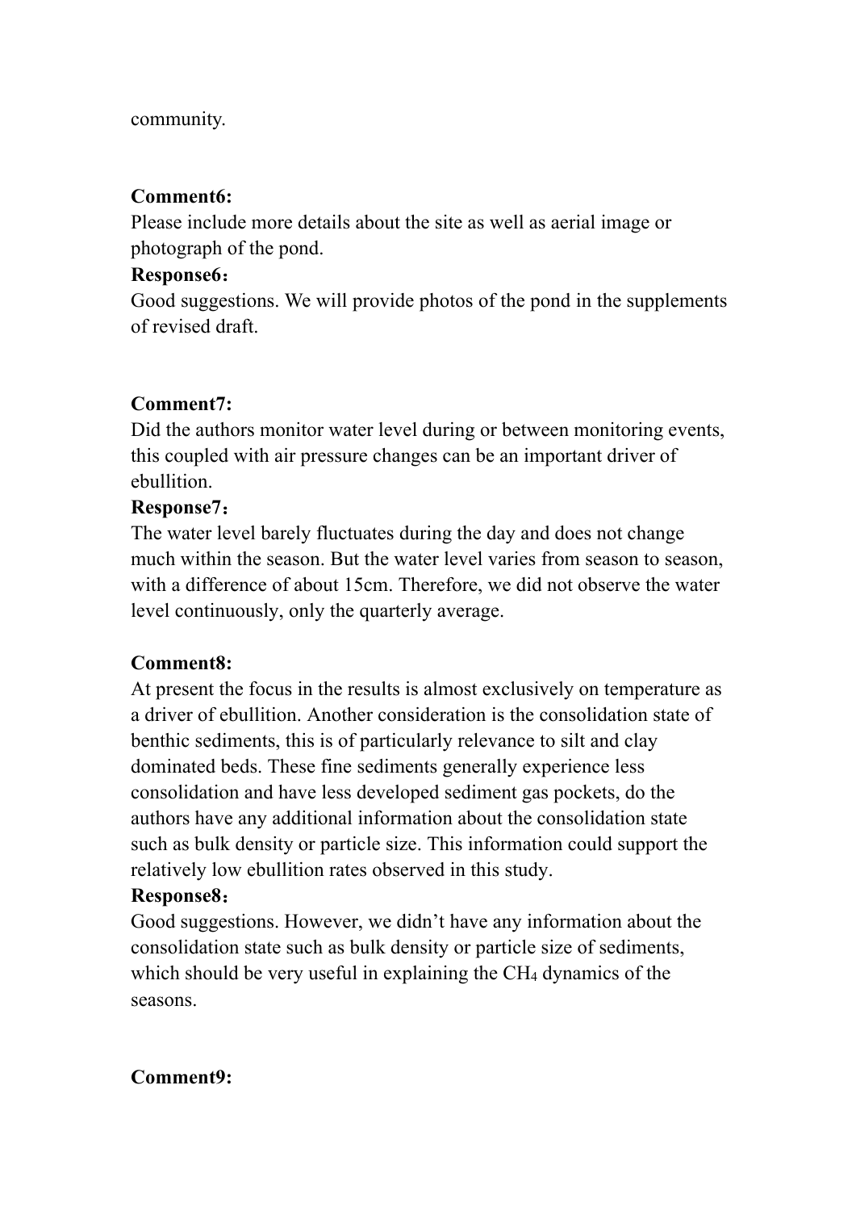community.

**Comment6:**

Please include more details about the site as well as aerial image or photograph of the pond.

**Response6：**

Good suggestions. We will provide photos of the pond in the supplements of revised draft.

**Comment7:**

Did the authors monitor water level during or between monitoring events, this coupled with air pressure changes can be an important driver of ebullition.

**Response7：**

The water level barely fluctuates during the day and does not change much within the season. But the water level varies from season to season, with a difference of about 15cm. Therefore, we did not observe the water level continuously, only the quarterly average.

**Comment8:**

At present the focus in the results is almost exclusively on temperature as a driver of ebullition. Another consideration is the consolidation state of benthic sediments, this is of particularly relevance to silt and clay dominated beds. These fine sediments generally experience less consolidation and have less developed sediment gas pockets, do the authors have any additional information about the consolidation state such as bulk density or particle size. This information could support the relatively low ebullition rates observed in this study.

**Response8：**

Good suggestions. However, we didn't have any information about the consolidation state such as bulk density or particle size of sediments, which should be very useful in explaining the $CH_4$ dynamics of the seasons.

**Comment9:**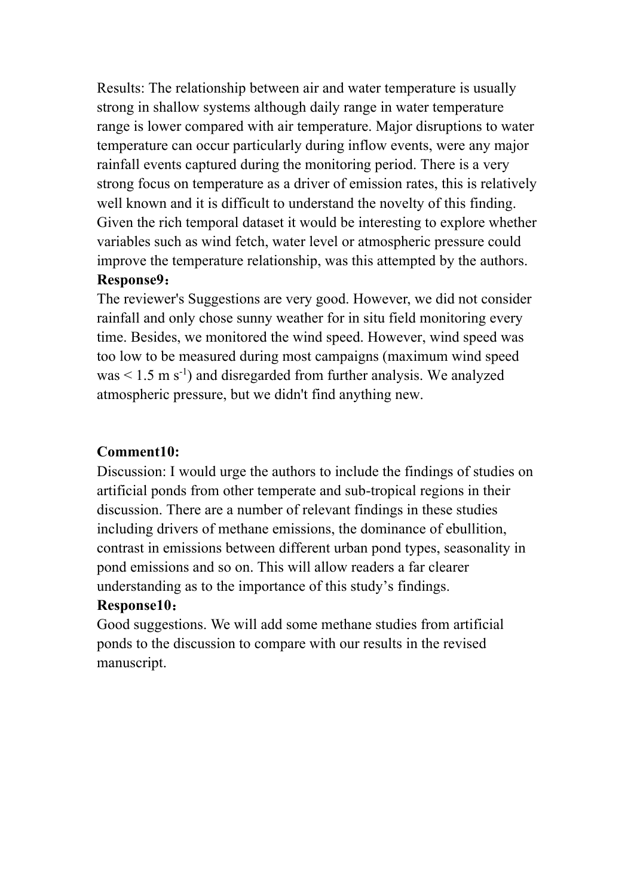Results: The relationship between air and water temperature is usually strong in shallow systems although daily range in water temperature range is lower compared with air temperature. Major disruptions to water temperature can occur particularly during inflow events, were any major rainfall events captured during the monitoring period. There is a very strong focus on temperature as a driver of emission rates, this is relatively well known and it is difficult to understand the novelty of this finding. Given the rich temporal dataset it would be interesting to explore whether variables such as wind fetch, water level or atmospheric pressure could improve the temperature relationship, was this attempted by the authors.

**Response9：**

The reviewer's Suggestions are very good. However, we did not consider rainfall and only chose sunny weather for in situ field monitoring every time. Besides, we monitored the wind speed. However, wind speed was too low to be measured during most campaigns (maximum wind speed was < 1.5 m $s^{-1}$) and disregarded from further analysis. We analyzed atmospheric pressure, but we didn't find anything new.

**Comment10:**

Discussion: I would urge the authors to include the findings of studies on artificial ponds from other temperate and sub-tropical regions in their discussion. There are a number of relevant findings in these studies including drivers of methane emissions, the dominance of ebullition, contrast in emissions between different urban pond types, seasonality in pond emissions and so on. This will allow readers a far clearer understanding as to the importance of this study's findings.

**Response10：**

Good suggestions. We will add some methane studies from artificial ponds to the discussion to compare with our results in the revised manuscript.